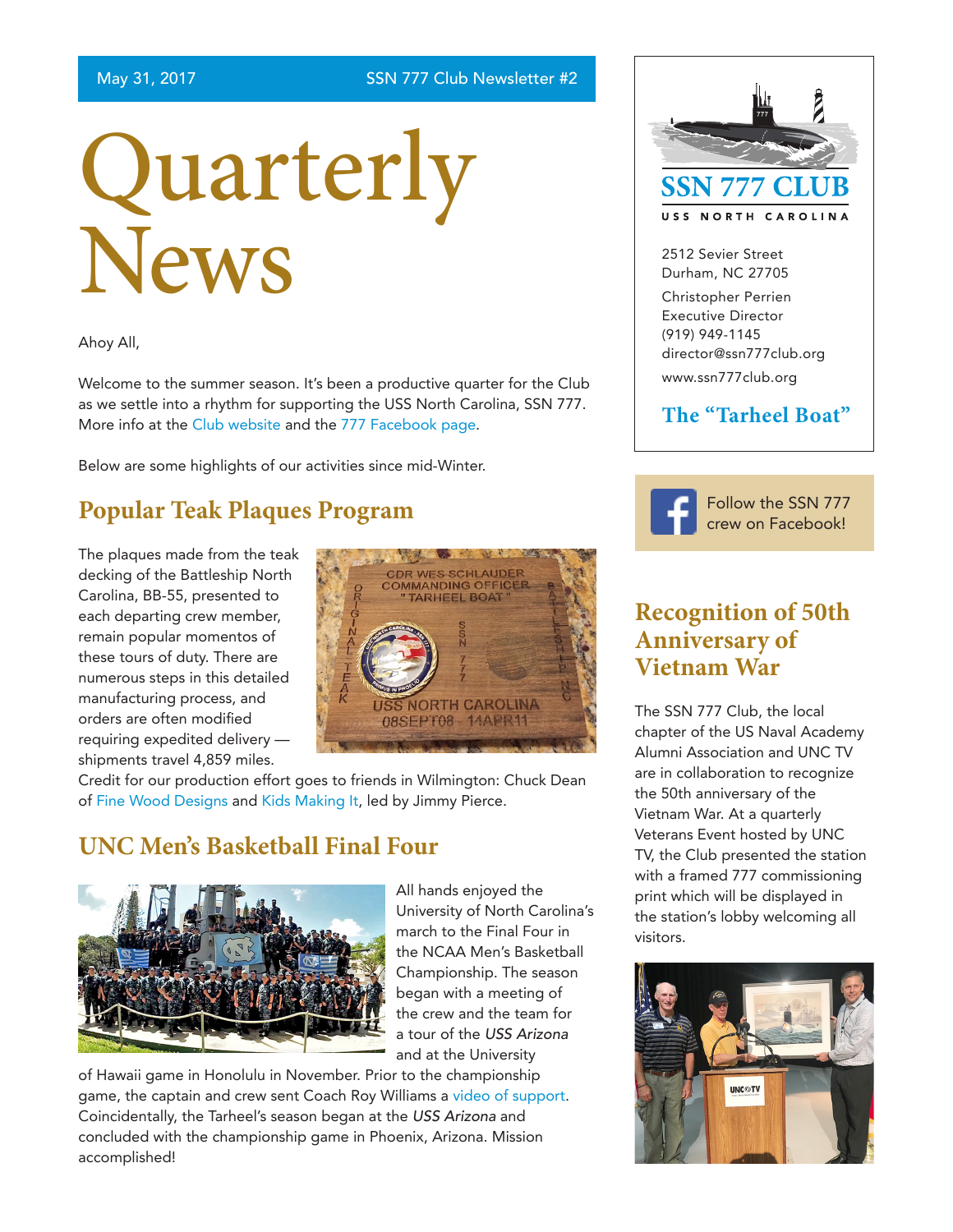May 31, 2017 SSN 777 Club Newsletter #2

# Quarterly News

Ahoy All,

Welcome to the summer season. It's been a productive quarter for the Club as we settle into a rhythm for supporting the USS North Carolina, SSN 777. More info at the Club website and the 777 Facebook page.

Below are some highlights of our activities since mid-Winter.

## Popular Teak Plaques Program

The plaques made from the teak decking of the Battleship North Carolina, BB-55, presented to each departing crew member, remain popular momentos of these tours of duty. There are numerous steps in this detailed manufacturing process, and orders are often modified requiring expedited delivery — shipments travel 4,859 miles. Credit for our production effort goes to friends in Wilmington: Chuck Dean of Fine Wood Designs and Kids Making It, led by Jimmy Pierce.

## UNC Men's Basketball Final Four

All hands enjoyed the University of North Carolina's march to the Final Four in the NCAA Men's Basketball Championship. The season began with a meeting of the crew and the team for a tour of the *USS Arizona* and at the University of Hawaii game in Honolulu in November. Prior to the championship game, the captain and crew sent Coach Roy Williams a video of support. Coincidentally, the Tarheel's season began at the *USS Arizona* and concluded with the championship game in Phoenix, Arizona. Mission accomplished!

**SSN 777 CLUB**

USS NORTH CAROLINA

2512 Sevier Street
Durham, NC 27705

Christopher Perrien
Executive Director
(919) 949-1145
director@ssn777club.org

www.ssn777club.org

**The "Tarheel Boat"**

Follow the SSN 777 crew on Facebook!

## Recognition of 50th Anniversary of Vietnam War

The SSN 777 Club, the local chapter of the US Naval Academy Alumni Association and UNC TV are in collaboration to recognize the 50th anniversary of the Vietnam War. At a quarterly Veterans Event hosted by UNC TV, the Club presented the station with a framed 777 commissioning print which will be displayed in the station's lobby welcoming all visitors.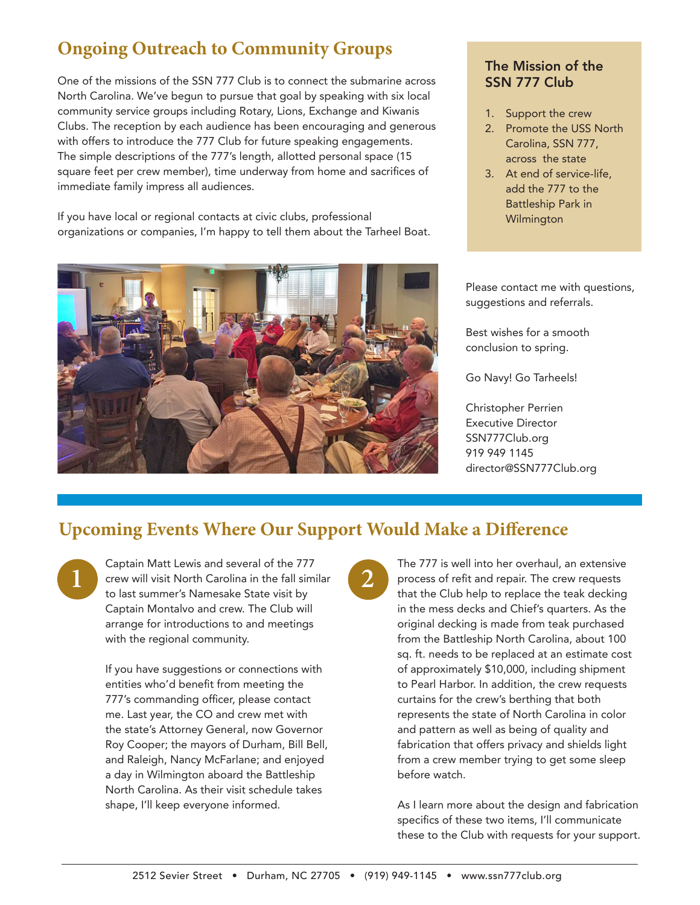## Ongoing Outreach to Community Groups

One of the missions of the SSN 777 Club is to connect the submarine across North Carolina. We've begun to pursue that goal by speaking with six local community service groups including Rotary, Lions, Exchange and Kiwanis Clubs. The reception by each audience has been encouraging and generous with offers to introduce the 777 Club for future speaking engagements. The simple descriptions of the 777's length, allotted personal space (15 square feet per crew member), time underway from home and sacrifices of immediate family impress all audiences.

If you have local or regional contacts at civic clubs, professional organizations or companies, I'm happy to tell them about the Tarheel Boat.

### The Mission of the SSN 777 Club

1. Support the crew
2. Promote the USS North Carolina, SSN 777, across the state
3. At end of service-life, add the 777 to the Battleship Park in Wilmington

Please contact me with questions, suggestions and referrals.

Best wishes for a smooth conclusion to spring.

Go Navy! Go Tarheels!

Christopher Perrien
Executive Director
SSN777Club.org
919 949 1145
director@SSN777Club.org

## Upcoming Events Where Our Support Would Make a Difference

**1** Captain Matt Lewis and several of the 777 crew will visit North Carolina in the fall similar to last summer's Namesake State visit by Captain Montalvo and crew. The Club will arrange for introductions to and meetings with the regional community.

If you have suggestions or connections with entities who'd benefit from meeting the 777's commanding officer, please contact me. Last year, the CO and crew met with the state's Attorney General, now Governor Roy Cooper; the mayors of Durham, Bill Bell, and Raleigh, Nancy McFarlane; and enjoyed a day in Wilmington aboard the Battleship North Carolina. As their visit schedule takes shape, I'll keep everyone informed.

**2** The 777 is well into her overhaul, an extensive process of refit and repair. The crew requests that the Club help to replace the teak decking in the mess decks and Chief's quarters. As the original decking is made from teak purchased from the Battleship North Carolina, about 100 sq. ft. needs to be replaced at an estimate cost of approximately $10,000, including shipment to Pearl Harbor. In addition, the crew requests curtains for the crew's berthing that both represents the state of North Carolina in color and pattern as well as being of quality and fabrication that offers privacy and shields light from a crew member trying to get some sleep before watch.

As I learn more about the design and fabrication specifics of these two items, I'll communicate these to the Club with requests for your support.

2512 Sevier Street • Durham, NC 27705 • (919) 949-1145 • www.ssn777club.org